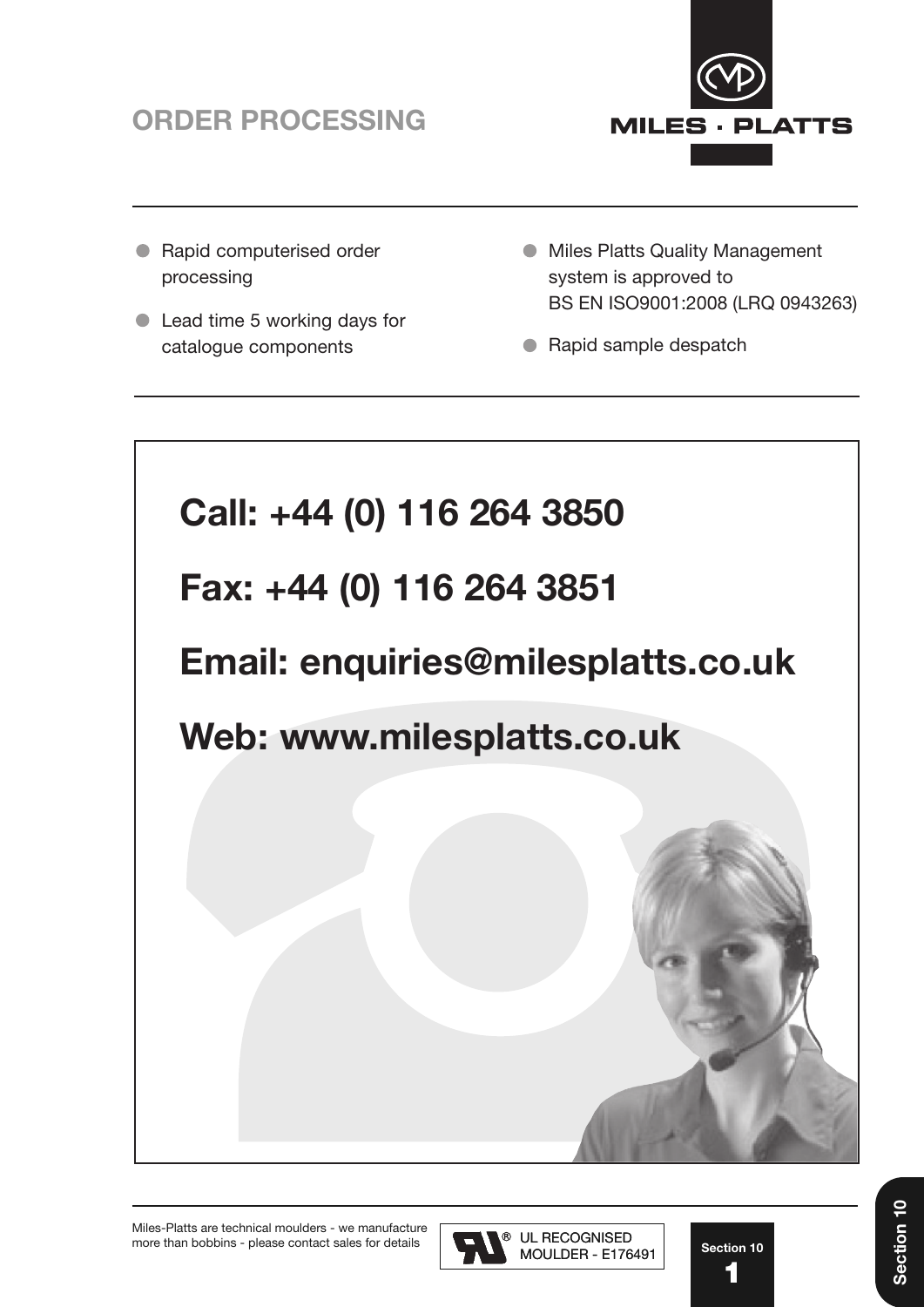# ORDER PROCESSING

MILES · PLATTS

- Rapid computerised order processing
- Lead time 5 working days for catalogue components
- Miles Platts Quality Management system is approved to BS EN ISO9001:2008 (LRQ 0943263)
- Rapid sample despatch

**Call: +44 (0) 116 264 3850**

**Fax: +44 (0) 116 264 3851**

**Email: enquiries@milesplatts.co.uk**

**Web: www.milesplatts.co.uk**

Miles-Platts are technical moulders - we manufacture more than bobbins - please contact sales for details

UL RECOGNISED MOULDER - E176491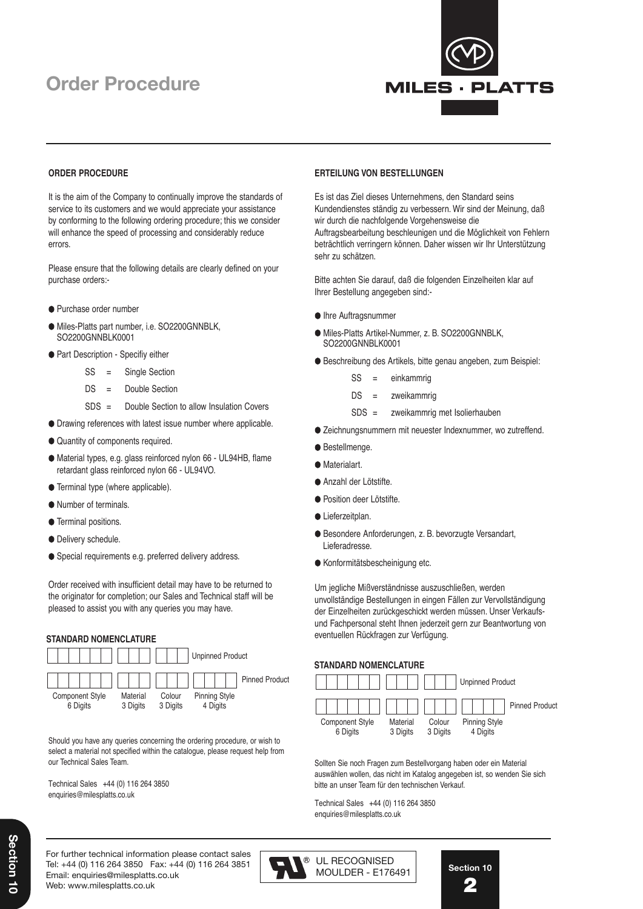# Order Procedure

MILES · PLATTS

## ORDER PROCEDURE

It is the aim of the Company to continually improve the standards of service to its customers and we would appreciate your assistance by conforming to the following ordering procedure; this we consider will enhance the speed of processing and considerably reduce errors.

Please ensure that the following details are clearly defined on your purchase orders:-

- Purchase order number
- Miles-Platts part number, i.e. SO2200GNNBLK, SO2200GNNBLK0001
- Part Description - Specifiy either
  - SS = Single Section
  - DS = Double Section
  - SDS = Double Section to allow Insulation Covers
- Drawing references with latest issue number where applicable.
- Quantity of components required.
- Material types, e.g. glass reinforced nylon 66 - UL94HB, flame retardant glass reinforced nylon 66 - UL94VO.
- Terminal type (where applicable).
- Number of terminals.
- Terminal positions.
- Delivery schedule.
- Special requirements e.g. preferred delivery address.

Order received with insufficient detail may have to be returned to the originator for completion; our Sales and Technical staff will be pleased to assist you with any queries you may have.

### STANDARD NOMENCLATURE

| Component Style 6 Digits | Material 3 Digits | Colour 3 Digits | Pinning Style 4 Digits | |
|---|---|---|---|---|
| ☐☐☐☐☐☐ | ☐☐☐ | ☐☐☐ | | Unpinned Product |
| ☐☐☐☐☐☐ | ☐☐☐ | ☐☐☐ | ☐☐☐☐ | Pinned Product |

Should you have any queries concerning the ordering procedure, or wish to select a material not specified within the catalogue, please request help from our Technical Sales Team.

Technical Sales +44 (0) 116 264 3850
enquiries@milesplatts.co.uk

## ERTEILUNG VON BESTELLUNGEN

Es ist das Ziel dieses Unternehmens, den Standard seins Kundendienstes ständig zu verbessern. Wir sind der Meinung, daß wir durch die nachfolgende Vorgehensweise die Auftragsbearbeitung beschleunigen und die Möglichkeit von Fehlern beträchtlich verringern können. Daher wissen wir Ihr Unterstützung sehr zu schätzen.

Bitte achten Sie darauf, daß die folgenden Einzelheiten klar auf Ihrer Bestellung angegeben sind:-

- Ihre Auftragsnummer
- Miles-Platts Artikel-Nummer, z. B. SO2200GNNBLK, SO2200GNNBLK0001
- Beschreibung des Artikels, bitte genau angeben, zum Beispiel:
  - SS = einkammrig
  - DS = zweikammrig
  - SDS = zweikammrig met Isolierhauben
- Zeichnungsnummern mit neuester Indexnummer, wo zutreffend.
- Bestellmenge.
- Materialart.
- Anzahl der Lötstifte.
- Position deer Lötstifte.
- Lieferzeitplan.
- Besondere Anforderungen, z. B. bevorzugte Versandart, Lieferadresse.
- Konformitätsbescheinigung etc.

Um jegliche Mißverständnisse auszuschließen, werden unvollständige Bestellungen in eingen Fällen zur Vervollständigung der Einzelheiten zurückgeschickt werden müssen. Unser Verkaufs- und Fachpersonal steht Ihnen jederzeit gern zur Beantwortung von eventuellen Rückfragen zur Verfügung.

### STANDARD NOMENCLATURE

| Component Style 6 Digits | Material 3 Digits | Colour 3 Digits | Pinning Style 4 Digits | |
|---|---|---|---|---|
| ☐☐☐☐☐☐ | ☐☐☐ | ☐☐☐ | | Unpinned Product |
| ☐☐☐☐☐☐ | ☐☐☐ | ☐☐☐ | ☐☐☐☐ | Pinned Product |

Sollten Sie noch Fragen zum Bestellvorgang haben oder ein Material auswählen wollen, das nicht im Katalog angegeben ist, so wenden Sie sich bitte an unser Team für den technischen Verkauf.

Technical Sales +44 (0) 116 264 3850
enquiries@milesplatts.co.uk

For further technical information please contact sales
Tel: +44 (0) 116 264 3850 Fax: +44 (0) 116 264 3851
Email: enquiries@milesplatts.co.uk
Web: www.milesplatts.co.uk

UL RECOGNISED MOULDER - E176491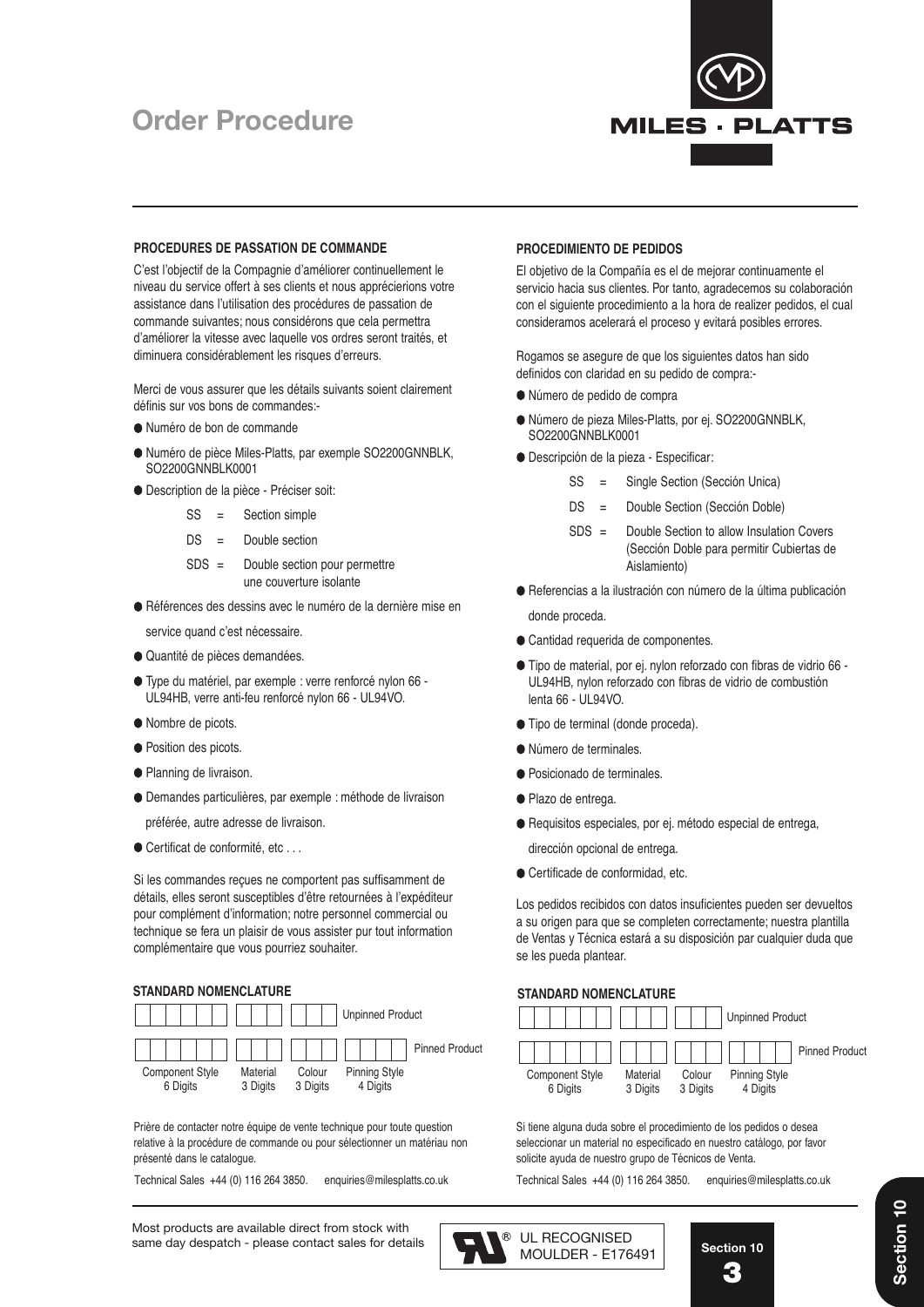# Order Procedure

MILES · PLATTS

## PROCEDURES DE PASSATION DE COMMANDE

C'est l'objectif de la Compagnie d'améliorer continuellement le niveau du service offert à ses clients et nous apprécierions votre assistance dans l'utilisation des procédures de passation de commande suivantes; nous considérons que cela permettra d'améliorer la vitesse avec laquelle vos ordres seront traités, et diminuera considérablement les risques d'erreurs.

Merci de vous assurer que les détails suivants soient clairement définis sur vos bons de commandes:-

- Numéro de bon de commande
- Numéro de pièce Miles-Platts, par exemple SO2200GNNBLK, SO2200GNNBLK0001
- Description de la pièce - Préciser soit:
  - SS = Section simple
  - DS = Double section
  - SDS = Double section pour permettre une couverture isolante
- Références des dessins avec le numéro de la dernière mise en service quand c'est nécessaire.
- Quantité de pièces demandées.
- Type du matériel, par exemple : verre renforcé nylon 66 - UL94HB, verre anti-feu renforcé nylon 66 - UL94VO.
- Nombre de picots.
- Position des picots.
- Planning de livraison.
- Demandes particulières, par exemple : méthode de livraison préférée, autre adresse de livraison.
- Certificat de conformité, etc . . .

Si les commandes reçues ne comportent pas suffisamment de détails, elles seront susceptibles d'être retournées à l'expéditeur pour complément d'information; notre personnel commercial ou technique se fera un plaisir de vous assister pur tout information complémentaire que vous pourriez souhaiter.

### STANDARD NOMENCLATURE

| Component Style 6 Digits | Material 3 Digits | Colour 3 Digits | Pinning Style 4 Digits | |
|---|---|---|---|---|
| ☐☐☐☐☐☐ | ☐☐☐ | ☐☐☐ | | Unpinned Product |
| ☐☐☐☐☐☐ | ☐☐☐ | ☐☐☐ | ☐☐☐☐ | Pinned Product |

Prière de contacter notre équipe de vente technique pour toute question relative à la procédure de commande ou pour sélectionner un matériau non présenté dans le catalogue.

Technical Sales +44 (0) 116 264 3850. enquiries@milesplatts.co.uk

## PROCEDIMIENTO DE PEDIDOS

El objetivo de la Compañía es el de mejorar continuamente el servicio hacia sus clientes. Por tanto, agradecemos su colaboración con el siguiente procedimiento a la hora de realizer pedidos, el cual consideramos acelerará el proceso y evitará posibles errores.

Rogamos se asegure de que los siguientes datos han sido definidos con claridad en su pedido de compra:-

- Número de pedido de compra
- Número de pieza Miles-Platts, por ej. SO2200GNNBLK, SO2200GNNBLK0001
- Descripción de la pieza - Especificar:
  - SS = Single Section (Sección Unica)
  - DS = Double Section (Sección Doble)
  - SDS = Double Section to allow Insulation Covers (Sección Doble para permitir Cubiertas de Aislamiento)
- Referencias a la ilustración con número de la última publicación donde proceda.
- Cantidad requerida de componentes.
- Tipo de material, por ej. nylon reforzado con fibras de vidrio 66 - UL94HB, nylon reforzado con fibras de vidrio de combustión lenta 66 - UL94VO.
- Tipo de terminal (donde proceda).
- Número de terminales.
- Posicionado de terminales.
- Plazo de entrega.
- Requisitos especiales, por ej. método especial de entrega, dirección opcional de entrega.
- Certificade de conformidad, etc.

Los pedidos recibidos con datos insuficientes pueden ser devueltos a su origen para que se completen correctamente; nuestra plantilla de Ventas y Técnica estará a su disposición par cualquier duda que se les pueda plantear.

### STANDARD NOMENCLATURE

| Component Style 6 Digits | Material 3 Digits | Colour 3 Digits | Pinning Style 4 Digits | |
|---|---|---|---|---|
| ☐☐☐☐☐☐ | ☐☐☐ | ☐☐☐ | | Unpinned Product |
| ☐☐☐☐☐☐ | ☐☐☐ | ☐☐☐ | ☐☐☐☐ | Pinned Product |

Si tiene alguna duda sobre el procedimiento de los pedidos o desea seleccionar un material no especificado en nuestro catálogo, por favor solicite ayuda de nuestro grupo de Técnicos de Venta.

Technical Sales +44 (0) 116 264 3850. enquiries@milesplatts.co.uk

Most products are available direct from stock with same day despatch - please contact sales for details

UL RECOGNISED MOULDER - E176491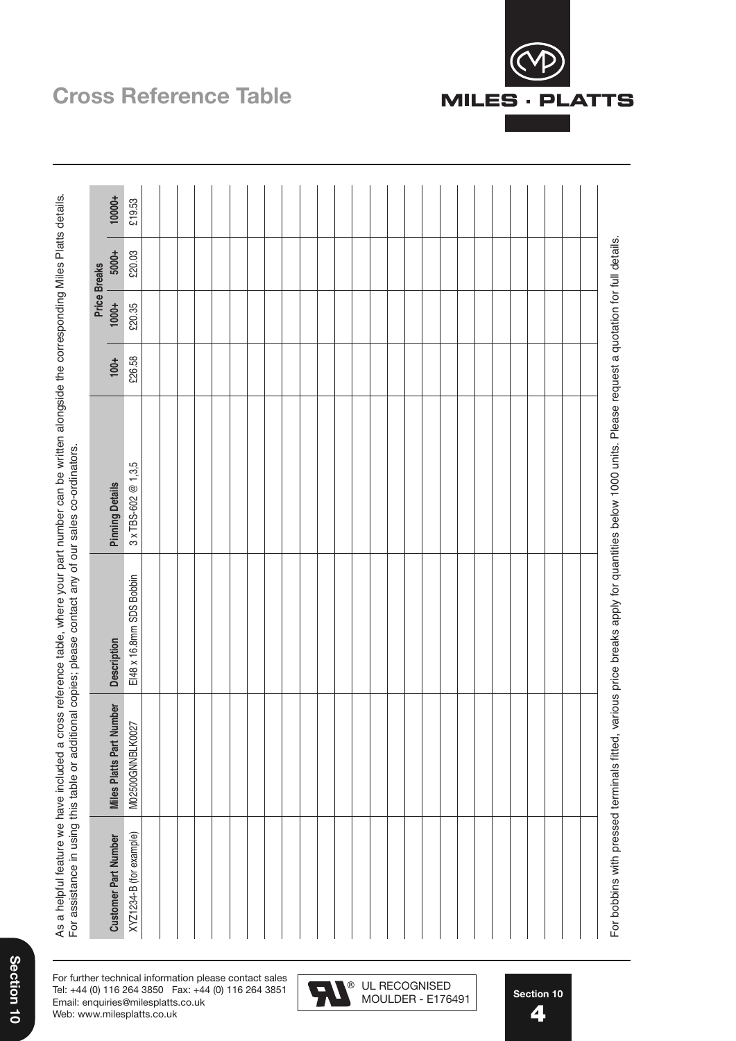# Cross Reference Table

As a helpful feature we have included a cross reference table, where your part number can be written alongside the corresponding Miles Platts details. For assistance in using this table or additional copies; please contact any of our sales co-ordinators.

| Customer Part Number | Miles Platts Part Number | Description | Pinning Details | Price Breaks | | | |
|---|---|---|---|---|---|---|---|
| | | | | 100+ | 1000+ | 5000+ | 10000+ |
| XYZ1234-B (for example) | M02500GNNBLK0027 | EI48 x 16.8mm SDS Bobbin | 3 x TBS-602 @ 1,3,5 | £26.58 | £20.35 | £20.03 | £19.53 |
| | | | | | | | |
| | | | | | | | |
| | | | | | | | |
| | | | | | | | |
| | | | | | | | |
| | | | | | | | |
| | | | | | | | |
| | | | | | | | |
| | | | | | | | |
| | | | | | | | |
| | | | | | | | |
| | | | | | | | |
| | | | | | | | |
| | | | | | | | |
| | | | | | | | |
| | | | | | | | |
| | | | | | | | |
| | | | | | | | |
| | | | | | | | |
| | | | | | | | |
| | | | | | | | |
| | | | | | | | |
| | | | | | | | |
| | | | | | | | |
| | | | | | | | |
| | | | | | | | |

For bobbins with pressed terminals fitted, various price breaks apply for quantities below 1000 units. Please request a quotation for full details.

For further technical information please contact sales
Tel: +44 (0) 116 264 3850 Fax: +44 (0) 116 264 3851
Email: enquiries@milesplatts.co.uk
Web: www.milesplatts.co.uk

UL RECOGNISED MOULDER - E176491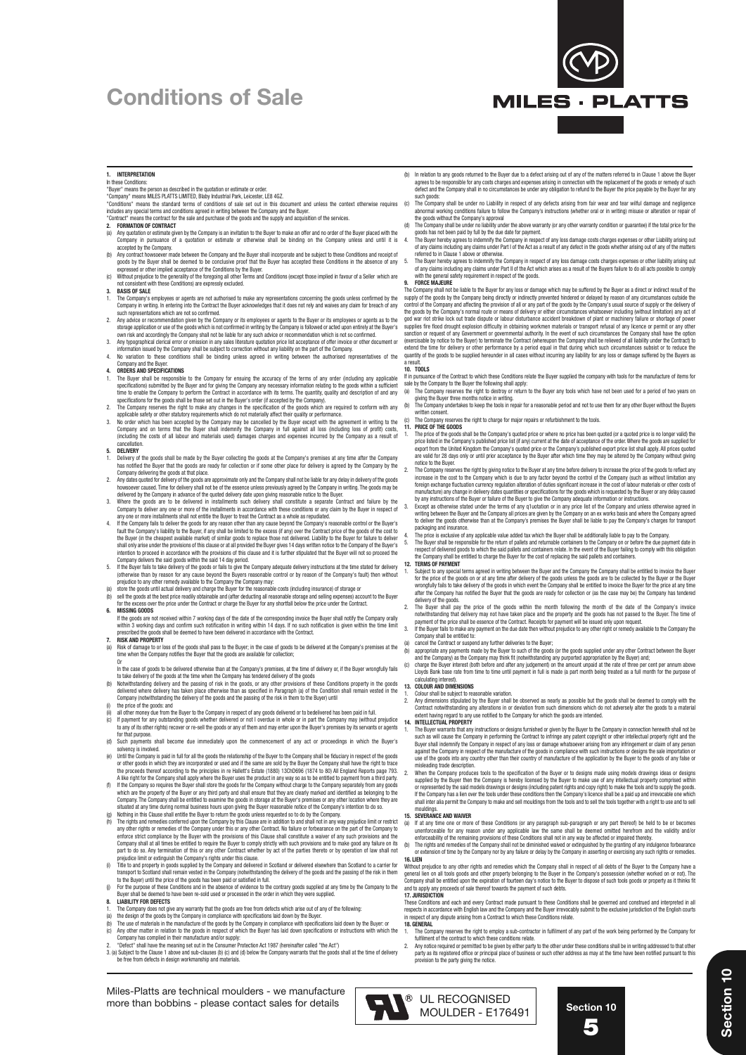# Conditions of Sale

MILES · PLATTS

### 1. INTERPRETATION

In these Conditions:

"Buyer" means the person as described in the quotation or estimate or order.

"Company" means MILES PLATTS LIMITED, Blaby Industrial Park, Leicester, LE8 4GZ.

"Conditions" means the standard terms of conditions of sale set out in this document and unless the context otherwise requires includes any special terms and conditions agreed in writing between the Company and the Buyer.

"Contract" means the contract for the sale and purchase of the goods and the supply and acquisition of the services.

### 2. FORMATION OF CONTRACT

(a) Any quotation or estimate given by the Company is an invitation to the Buyer to make an offer and no order of the Buyer placed with the Company in pursuance of a quotation or estimate or otherwise shall be binding on the Company unless and until it is accepted by the Company.

(b) Any contract howsoever made between the Company and the Buyer shall incorporate and be subject to these Conditions and receipt of goods by the Buyer shall be deemed to be conclusive proof that the Buyer has accepted these Conditions in the absence of any expressed or other implied acceptance of the Conditions by the Buyer.

(c) Without prejudice to the generality of the foregoing all other Terms and Conditions (except those implied in favour of a Seller which are not consistent with these Conditions) are expressly excluded.

### 3. BASIS OF SALE

1. The Company's employees or agents are not authorised to make any representations concerning the goods unless confirmed by the Company in writing. In entering into the Contract the Buyer acknowledges that it does not rely and waives any claim for breach of any such representations which are not so confirmed.
2. Any advice or recommendation given by the Company or its employees or agents to the Buyer or its employees or agents as to the storage application or use of the goods which is not confirmed in writing by the Company is followed or acted upon entirely at the Buyer's own risk and accordingly the Company shall not be liable for any such advice or recommendation which is not so confirmed.
3. Any typographical clerical error or omission in any sales literature quotation price list acceptance of offer invoice or other document or information issued by the Company shall be subject to correction without any liability on the part of the Company.
4. No variation to these conditions shall be binding unless agreed in writing between the authorised representatives of the Company and the Buyer.

### 4. ORDERS AND SPECIFICATIONS

1. The Buyer shall be responsible to the Company for ensuring the accuracy of the terms of any order (including any applicable specifications) submitted by the Buyer and for giving the Company any necessary information relating to the goods within a sufficient time to enable the Company to perform the Contract in accordance with its terms. The quantity, quality and description of and any specifications for the goods shall be those set out in the Buyer's order (if accepted by the Company).
2. The Company reserves the right to make any changes in the specification of the goods which are required to conform with any applicable safety or other statutory requirements which do not materially affect their quality or performance.
3. No order which has been accepted by the Company may be cancelled by the Buyer except with the agreement in writing to the Company and on terms that the Buyer shall indemnify the Company in full against all loss (including loss of profit) costs, (including the costs of all labour and materials used) damages charges and expenses incurred by the Company as a result of cancellation.

### 5. DELIVERY

1. Delivery of the goods shall be made by the Buyer collecting the goods at the Company's premises at any time after the Company has notified the Buyer that the goods are ready for collection or if some other place for delivery is agreed by the Company by the Company delivering the goods at that place.
2. Any dates quoted for delivery of the goods are approximate only and the Company shall not be liable for any delay in delivery of the goods howsoever caused. Time for delivery shall not be of the essence unless previously agreed by the Company in writing. The goods may be delivered by the Company in advance of the quoted delivery date upon giving reasonable notice to the Buyer.
3. Where the goods are to be delivered in installments such delivery shall constitute a separate Contract and failure by the Company to deliver any one or more of the installments in accordance with these conditions or any claim by the Buyer in respect of any one or more installments shall not entitle the Buyer to treat the Contract as a whole as repudiated.
4. If the Company fails to deliver the goods for any reason other than any cause beyond the Company's reasonable control or the Buyer's fault the Company's liability to the Buyer, if any shall be limited to the excess (if any) over the Contract price of the goods of the cost to the Buyer (in the cheapest available market) of similar goods to replace those not delivered. Liability to the Buyer for failure to deliver shall only arise under the provisions of this clause at of all provided the Buyer gives 14 days written notice to the Company of the Buyer's intention to proceed in accordance with the provisions of this clause and it is further stipulated that the Buyer will not so proceed the Company delivers the said goods within the said 14 day period.
5. If the Buyer fails to take delivery of the goods or fails to give the Company adequate delivery instructions at the time stated for delivery (otherwise than by reason for any cause beyond the Buyers reasonable control or by reason of the Company's fault) then without prejudice to any other remedy available to the Company the Company may:

(a) store the goods until actual delivery and charge the Buyer for the reasonable costs (including insurance) of storage or

(b) sell the goods at the best price readily obtainable and (after deducting all reasonable storage and selling expenses) account to the Buyer for the excess over the price under the Contract or charge the Buyer for any shortfall below the price under the Contract.

### 6. MISSING GOODS

If the goods are not received within 7 working days of the date of the corresponding invoice the Buyer shall notify the Company orally within 3 working days and confirm such notification in writing within 14 days. If no such notification is given within the time limit prescribed the goods shall be deemed to have been delivered in accordance with the Contract.

### 7. RISK AND PROPERTY

(a) Risk of damage to or loss of the goods shall pass to the Buyer; in the case of goods to be delivered at the Company's premises at the time when the Company notifies the Buyer that the goods are available for collection;

Or

In the case of goods to be delivered otherwise than at the Company's premises, at the time of delivery or, if the Buyer wrongfully fails to take delivery of the goods at the time when the Company has tendered delivery of the goods

(b) Notwithstanding delivery and the passing of risk in the goods, or any other provisions of these Conditions property in the goods delivered where delivery has taken place otherwise than as specified in Paragraph (a) of the Condition shall remain vested in the Company (notwithstanding the delivery of the goods and the passing of the risk in them to the Buyer) until

(i) the price of the goods: and

(ii) all other money due from the Buyer to the Company in respect of any goods delivered or to bedelivered has been paid in full.

(c) If payment for any outstanding goods whether delivered or not I overdue in whole or in part the Company may (without prejudice to any of its other rights) recover or re-sell the goods or any of them and may enter upon the Buyer's premises by its servants or agents for that purpose.

(d) Such payments shall become due immediately upon the commencement of any act or proceedings in which the Buyer's solvency is involved.

(e) Until the Company is paid in full for all the goods the relationship of the Buyer to the Company shall be fiduciary in respect of the goods or other goods in which they are incorporated or used and if the same are sold by the Buyer the Company shall have the right to trace the proceeds thereof according to the principles in re Hallett's Estate (1880) 13ChD696 (1874 to 80) All England Reports page 793. A like right for the Company shall apply where the Buyer uses the product in any way so as to be entitled to payment from a third party.

(f) If the Company so requires the Buyer shall store the goods for the Company without charge to the Company separately from any goods which are the property of the Buyer or any third party and shall ensure that they are clearly marked and identified as belonging to the Company. The Company shall be entitled to examine the goods in storage at the Buyer's premises or any other location where they are situated at any time during normal business hours upon giving the Buyer reasonable notice of the Company's intention to do so.

(g) Nothing in this Clause shall entitle the Buyer to return the goods unless requested so to do by the Company.

(h) The rights and remedies conferred upon the Company by this Clause are in addition to and shall not in any way prejudice limit or restrict any other rights or remedies of the Company under this or any other Contract. No failure or forbearance on the part of the Company to enforce strict compliance by the Buyer with the provisions of this Clause shall constitute a waiver of any such provisions and the Company shall at all times be entitled to require the Buyer to comply strictly with such provisions and to make good any failure on its part to do so. Any termination of this or any other Contract whether by act of the parties thereto or by operation of law shall not prejudice limit or extinguish the Company's rights under this clause.

(i) Title to and property in goods supplied by the Company and delivered in Scotland or delivered elsewhere than Scotland to a carrier for transport to Scotland shall remain vested in the Company (notwithstanding the delivery of the goods and the passing of the risk in them to the Buyer) until the price of the goods has been paid or satisfied in full.

(j) For the purpose of these Conditions and in the absence of evidence to the contrary goods supplied at any time by the Company to the Buyer shall be deemed to have been re-sold used or processed in the order in which they were supplied.

### 8. LIABILITY FOR DEFECTS

1. The Company does not give any warranty that the goods are free from defects which arise out of any of the following:

(a) the design of the goods by the Company in compliance with specifications laid down by the Buyer.

(b) The use of materials in the manufacture of the goods by the Company in compliance with specifications laid down by the Buyer; or

(c) Any other matter in relation to the goods in respect of which the Buyer has laid down specifications or instructions with which the Company has complied in their manufacture and/or supply:

2. "Defect" shall have the meaning set out in the Consumer Protection Act 1987 (hereinafter called "the Act")
3. (a) Subject to the Clause 1 above and sub-clauses (b) (c) and (d) below the Company warrants that the goods shall at the time of delivery be free from defects in design workmanship and materials.

(b) In relation to any goods returned to the Buyer due to a defect arising out of any of the matters referred to in Clause 1 above the Buyer agrees to be responsible for any costs charges and expenses arising in connection with the replacement of the goods or remedy of such defect and the Company shall in no circumstances be under any obligation to refund to the Buyer the price payable by the Buyer for any such goods:

(c) The Company shall be under no Liability in respect of any defects arising from fair wear and tear wilful damage and negligence abnormal working conditions failure to follow the Company's instructions (whether oral or in writing) misuse or alteration or repair of the goods without the Company's approval

(d) The Company shall be under no liability under the above warranty (or any other warranty condition or guarantee) if the total price for the goods has not been paid by full by the due date for payment.

4. The Buyer hereby agrees to indemnify the Company in respect of any loss damage costs charges expenses or other Liability arising out of any claims including any claims under Part I of the Act as a result of any defect in the goods whether arising out of any of the matters referred to in Clause 1 above or otherwise.
5. The Buyer hereby agrees to indemnify the Company in respect of any loss damage costs charges expenses or other liability arising out of any claims including any claims under Part II of the Act which arises as a result of the Buyers failure to do all acts possible to comply with the general safety requirement in respect of the goods.

### 9. FORCE MAJEURE

The Company shall not be liable to the Buyer for any loss or damage which may be suffered by the Buyer as a direct or indirect result of the supply of the goods by the Company being directly or indirectly prevented hindered or delayed by reason of any circumstances outside the control of the Company and affecting the provision of all or any part of the goods by the Company's usual source of supply or the delivery of the goods by the Company's normal route or means of delivery or either circumstances whatsoever including (without limitation) any act of god war riot strike lock out trade dispute or labour disturbance accident breakdown of plant or machinery failure or shortage of power supplies fire flood drought explosion difficulty in obtaining workmen materials or transport refusal of any licence or permit or any other sanction or request of any Government or governmental authority. In the event of such circumstances the Company shall have the option (exercisable by notice to the Buyer) to terminate the Contract (whereupon the Company shall be relieved of all liability under the Contract) to extend the time for delivery or other performance by a period equal in that during which such circumstances subsist or to reduce the quantity of the goods to be supplied hereunder in all cases without incurring any liability for any loss or damage suffered by the Buyers as a result.

### 10. TOOLS

If in pursuance of the Contract to which these Conditions relate the Buyer supplied the company with tools for the manufacture of items for sale by the Company to the Buyer the following shall apply:

(a) The Company reserves the right to destroy or return to the Buyer any tools which have not been used for a period of two years on giving the Buyer three months notice in writing.

(b) The Company undertakes to keep the tools in repair for a reasonable period and not to use them for any other Buyer without the Buyers written consent.

(c) The Company reserves the right to charge for major repairs or refurbishment to the tools.

### 11. PRICE OF THE GOODS

1. The price of the goods shall be the Company's quoted price or where no price has been quoted (or a quoted price is no longer valid) the price listed in the Company's published price list (if any) current at the date of acceptance of the order. Where the goods are supplied for export from the United Kingdom the Company's quoted price or the Company's published export price list shall apply. All prices quoted are valid for 28 days only or until prior acceptance by the Buyer after which time they may be altered by the Company without giving notice to the Buyer.
2. The Company reserves the right by giving notice to the Buyer at any time before delivery to increase the price of the goods to reflect any increase in the cost to the Company which is due to any factor beyond the control of the Company (such as without limitation any foreign exchange fluctuation currency regulation alteration of duties significant increase in the cost of labour materials or other costs of manufacture) any change in delivery dates quantities or specifications for the goods which is requested by the Buyer or any delay caused by any instructions of the Buyer or failure of the Buyer to give the Company adequate information or instructions.
3. Except as otherwise stated under the terms of any q1uotation or in any price list of the Company and unless otherwise agreed in writing between the Buyer and the Company all prices are given by the Company on an ex works basis and where the Company agreed to deliver the goods otherwise than at the Company's premises the Buyer shall be liable to pay the Company's charges for transport packaging and insurance.
4. The price is exclusive of any applicable value added tax which the Buyer shall be additionally liable to pay to the Company.
5. The Buyer shall be responsible for the return of pallets and returnable containers to the Company on or before the due payment date in respect of delivered goods to which the said pallets and containers relate. In the event of the Buyer failing to comply with this obligation the Company shall be entitled to charge the Buyer for the cost of replacing the said pallets and containers.

### 12. TERMS OF PAYMENT

1. Subject to any special terms agreed in writing between the Buyer and the Company the Company shall be entitled to invoice the Buyer for the price of the goods on or at any time after delivery of the goods unless the goods are to be collected by the Buyer or the Buyer wrongfully fails to take delivery of the goods in which event the Company shall be entitled to invoice the Buyer for the price at any time after the Company has notified the Buyer that the goods are ready for collection or (as the case may be) the Company has tendered delivery of the goods.
2. The Buyer shall pay the price of the goods within the month following the month of the date of the Company's invoice notwithstanding that delivery may not have taken place and the property and the goods has not passed to the Buyer. The time of payment of the price shall be essence of the Contract. Receipts for payment will be issued only upon request.
3. If the Buyer fails to make any payment on the due date then without prejudice to any other right or remedy available to the Company the Company shall be entitled to:

(a) cancel the Contract or suspend any further deliveries to the Buyer;

(b) appropriate any payments made by the Buyer to such of the goods (or the goods supplied under any other Contract between the Buyer and the Company) as the Company may think fit (notwithstanding any purported appropriation by the Buyer) and;

(c) charge the Buyer interest (both before and after any judgement) on the amount unpaid at the rate of three per cent per annum above Lloyds Bank base rate from time to time until payment in full is made (a part month being treated as a full month for the purpose of calculating interest).

### 13. COLOUR AND DIMENSIONS

1. Colour shall be subject to reasonable variation.
2. Any dimensions stipulated by the Buyer shall be observed as nearly as possible but the goods shall be deemed to comply with the Contract notwithstanding any alterations in or deviation from such dimensions which do not adversely alter the goods to a material extent having regard to any use notified to the Company for which the goods are intended.

### 14. INTELLECTUAL PROPERTY

1. The Buyer warrants that any instructions or designs furnished or given by the Buyer to the Company in connection herewith shall not be such as will cause the Company in performing the Contract to infringe any patent copyright or other intellectual property right and the Buyer shall indemnify the Company in respect of any loss or damage whatsoever arising from any infringement or claim of any person against the Company in respect of the manufacture of the goods in compliance with such instructions or designs the sale importation or use of the goods into any country other than their country of manufacture of the application by the Buyer to the goods of any false or misleading trade description.
2. When the Company produces tools to the specification of the Buyer or to designs made using models drawings ideas or designs supplied by the Buyer then the Company is hereby licensed by the Buyer to make use of any intellectual property comprised within or represented by the said models drawings or designs (including patent rights and copy right) to make the tools and to supply the goods. If the Company has a lien over the tools under these conditions then the Company's licence shall be a paid up and irrevocable one which shall inter alia permit the Company to make and sell mouldings from the tools and to sell the tools together with a right to use and to sell mouldings.

### 15. SEVERANCE AND WAIVER

(a) If at any time one or more of these Conditions (or any paragraph sub-paragraph or any part thereof) be held to be or becomes unenforceable for any reason under any applicable law the same shall be deemed omitted herefrom and the validity and/or enforceability of the remaining provisions of these Conditions shall not in any way be effected or impaired thereby.

(b) The rights and remedies of the Company shall not be diminished waived or extinguished by the granting of any indulgence forbearance or extension of time by the Company nor by any failure or delay by the Company in asserting or exercising any such rights or remedies.

### 16. LIEN

Without prejudice to any other rights and remedies which the Company shall in respect of all debts of the Buyer to the Company have a general lien on all tools goods and other property belonging to the Buyer in the Company's possession (whether worked on or not). The Company shall be entitled upon the expiration of fourteen day's notice to the Buyer to dispose of such tools goods or property as it thinks fit and to apply any proceeds of sale thereof towards the payment of such debts.

### 17. JURISDICTION

These Conditions and each and every Contract made pursuant to these Conditions shall be governed and construed and interpreted in all respects in accordance with English law and the Company and the Buyer irrevocably submit to the exclusive jurisdiction of the English courts in respect of any dispute arising from a Contract to which these Conditions relate.

### 18. GENERAL

1. The Company reserves the right to employ a sub-contractor in fulfilment of any part of the work being performed by the Company for fulfilment of the contract to which these conditions relate.
2. Any notice required or permitted to be given by either party to the other under these conditions shall be in writing addressed to that other party as its registered office or principal place of business or such other address as may at the time have been notified pursuant to this provision to the party giving the notice.

Miles-Platts are technical moulders - we manufacture more than bobbins - please contact sales for details

UL RECOGNISED MOULDER - E176491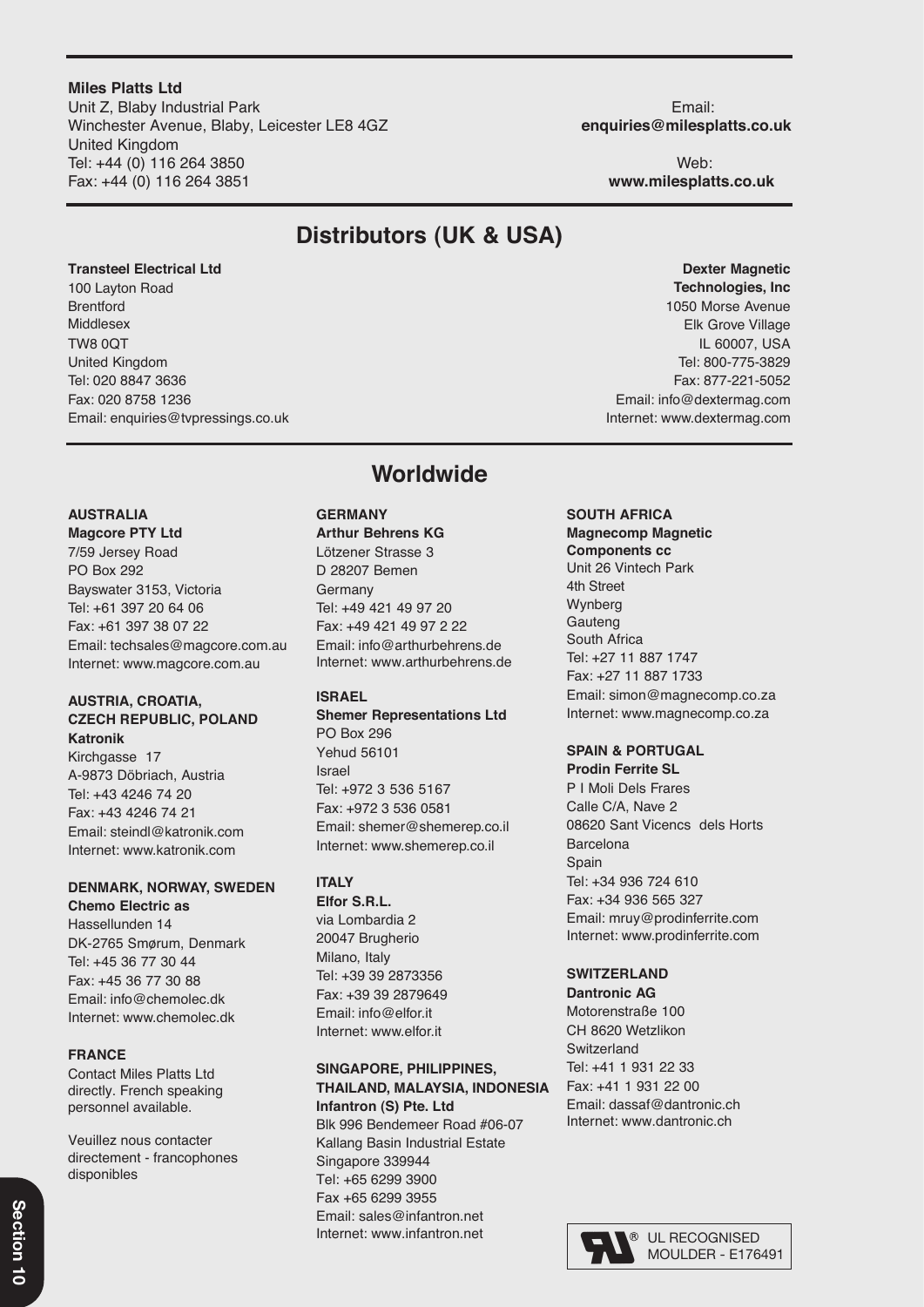**Miles Platts Ltd**
Unit Z, Blaby Industrial Park
Winchester Avenue, Blaby, Leicester LE8 4GZ
United Kingdom
Tel: +44 (0) 116 264 3850
Fax: +44 (0) 116 264 3851

Email:
**enquiries@milesplatts.co.uk**

Web:
**www.milesplatts.co.uk**

## Distributors (UK & USA)

**Transteel Electrical Ltd**
100 Layton Road
Brentford
Middlesex
TW8 0QT
United Kingdom
Tel: 020 8847 3636
Fax: 020 8758 1236
Email: enquiries@tvpressings.co.uk

**Dexter Magnetic Technologies, Inc**
1050 Morse Avenue
Elk Grove Village
IL 60007, USA
Tel: 800-775-3829
Fax: 877-221-5052
Email: info@dextermag.com
Internet: www.dextermag.com

## Worldwide

**AUSTRALIA**
**Magcore PTY Ltd**
7/59 Jersey Road
PO Box 292
Bayswater 3153, Victoria
Tel: +61 397 20 64 06
Fax: +61 397 38 07 22
Email: techsales@magcore.com.au
Internet: www.magcore.com.au

**AUSTRIA, CROATIA, CZECH REPUBLIC, POLAND**
**Katronik**
Kirchgasse 17
A-9873 Döbriach, Austria
Tel: +43 4246 74 20
Fax: +43 4246 74 21
Email: steindl@katronik.com
Internet: www.katronik.com

**DENMARK, NORWAY, SWEDEN**
**Chemo Electric as**
Hassellunden 14
DK-2765 Smørum, Denmark
Tel: +45 36 77 30 44
Fax: +45 36 77 30 88
Email: info@chemolec.dk
Internet: www.chemolec.dk

**FRANCE**
Contact Miles Platts Ltd directly. French speaking personnel available.

Veuillez nous contacter directement - francophones disponibles

**GERMANY**
**Arthur Behrens KG**
Lötzener Strasse 3
D 28207 Bemen
Germany
Tel: +49 421 49 97 20
Fax: +49 421 49 97 2 22
Email: info@arthurbehrens.de
Internet: www.arthurbehrens.de

**ISRAEL**
**Shemer Representations Ltd**
PO Box 296
Yehud 56101
Israel
Tel: +972 3 536 5167
Fax: +972 3 536 0581
Email: shemer@shemerep.co.il
Internet: www.shemerep.co.il

**ITALY**
**Elfor S.R.L.**
via Lombardia 2
20047 Brugherio
Milano, Italy
Tel: +39 39 2873356
Fax: +39 39 2879649
Email: info@elfor.it
Internet: www.elfor.it

**SINGAPORE, PHILIPPINES, THAILAND, MALAYSIA, INDONESIA**
**Infantron (S) Pte. Ltd**
Blk 996 Bendemeer Road #06-07
Kallang Basin Industrial Estate
Singapore 339944
Tel: +65 6299 3900
Fax +65 6299 3955
Email: sales@infantron.net
Internet: www.infantron.net

**SOUTH AFRICA**
**Magnecomp Magnetic Components cc**
Unit 26 Vintech Park
4th Street
Wynberg
Gauteng
South Africa
Tel: +27 11 887 1747
Fax: +27 11 887 1733
Email: simon@magnecomp.co.za
Internet: www.magnecomp.co.za

**SPAIN & PORTUGAL**
**Prodin Ferrite SL**
P I Moli Dels Frares
Calle C/A, Nave 2
08620 Sant Vicencs dels Horts
Barcelona
Spain
Tel: +34 936 724 610
Fax: +34 936 565 327
Email: mruy@prodinferrite.com
Internet: www.prodinferrite.com

**SWITZERLAND**
**Dantronic AG**
Motorenstraße 100
CH 8620 Wetzlikon
Switzerland
Tel: +41 1 931 22 33
Fax: +41 1 931 22 00
Email: dassaf@dantronic.ch
Internet: www.dantronic.ch

UL RECOGNISED MOULDER - E176491